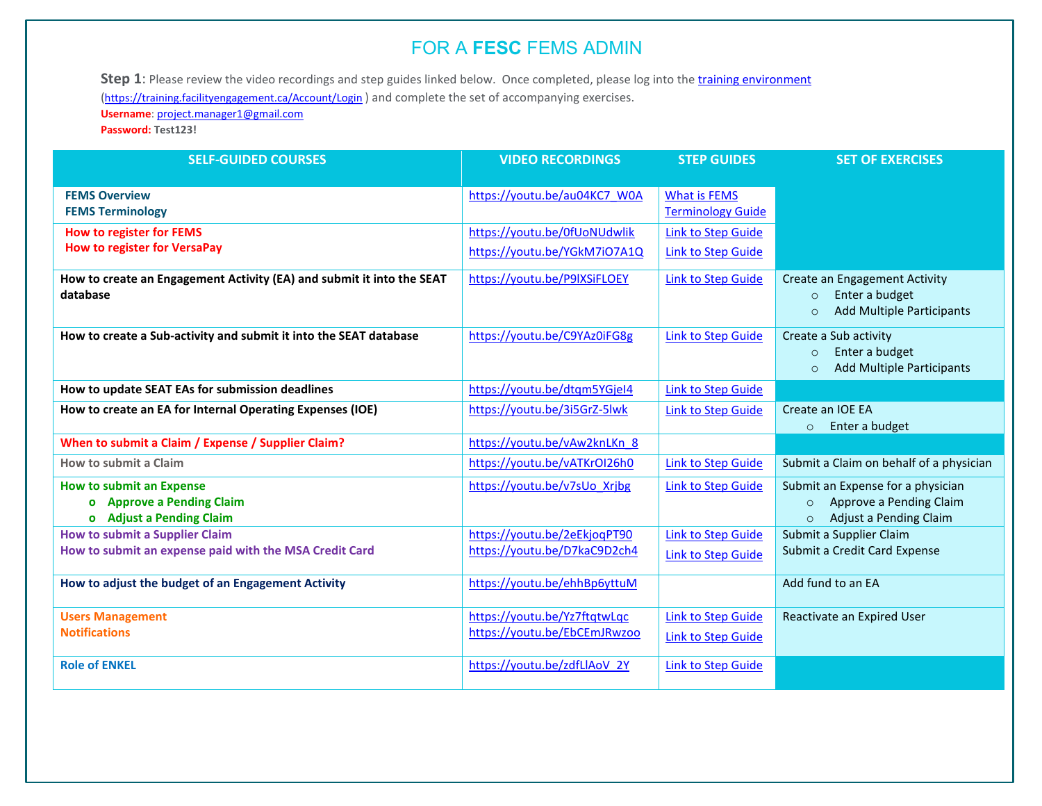# FOR A **FESC** FEMS ADMIN

**Step 1**: Please review the video recordings and step guides linked below. Once completed, please log into the training environment (https://training.facilityengagement.ca/Account/Login ) and complete the set of accompanying exercises.

**Username**: project.manager1@gmail.com
**Password: Test123!**

| SELF-GUIDED COURSES | VIDEO RECORDINGS | STEP GUIDES | SET OF EXERCISES |
|---|---|---|---|
| **FEMS Overview**<br>**FEMS Terminology** | https://youtu.be/au04KC7_W0A | What is FEMS<br>Terminology Guide | |
| **How to register for FEMS**<br>**How to register for VersaPay** | https://youtu.be/0fUoNUdwlik<br>https://youtu.be/YGkM7iO7A1Q | Link to Step Guide<br>Link to Step Guide | |
| **How to create an Engagement Activity (EA) and submit it into the SEAT database** | https://youtu.be/P9lXSiFLOEY | Link to Step Guide | Create an Engagement Activity<br>○ Enter a budget<br>○ Add Multiple Participants |
| **How to create a Sub-activity and submit it into the SEAT database** | https://youtu.be/C9YAz0iFG8g | Link to Step Guide | Create a Sub activity<br>○ Enter a budget<br>○ Add Multiple Participants |
| **How to update SEAT EAs for submission deadlines** | https://youtu.be/dtqm5YGjeI4 | Link to Step Guide | |
| **How to create an EA for Internal Operating Expenses (IOE)** | https://youtu.be/3i5GrZ-5lwk | Link to Step Guide | Create an IOE EA<br>○ Enter a budget |
| **When to submit a Claim / Expense / Supplier Claim?** | https://youtu.be/vAw2knLKn_8 | | |
| **How to submit a Claim** | https://youtu.be/vATKrOI26h0 | Link to Step Guide | Submit a Claim on behalf of a physician |
| **How to submit an Expense**<br>o **Approve a Pending Claim**<br>o **Adjust a Pending Claim** | https://youtu.be/v7sUo_Xrjbg | Link to Step Guide | Submit an Expense for a physician<br>○ Approve a Pending Claim<br>○ Adjust a Pending Claim |
| **How to submit a Supplier Claim**<br>**How to submit an expense paid with the MSA Credit Card** | https://youtu.be/2eEkjoqPT90<br>https://youtu.be/D7kaC9D2ch4 | Link to Step Guide<br>Link to Step Guide | Submit a Supplier Claim<br>Submit a Credit Card Expense |
| **How to adjust the budget of an Engagement Activity** | https://youtu.be/ehhBp6yttuM | | Add fund to an EA |
| **Users Management**<br>**Notifications** | https://youtu.be/Yz7ftqtwLqc<br>https://youtu.be/EbCEmJRwzoo | Link to Step Guide<br>Link to Step Guide | Reactivate an Expired User |
| **Role of ENKEL** | https://youtu.be/zdfLlAoV_2Y | Link to Step Guide | |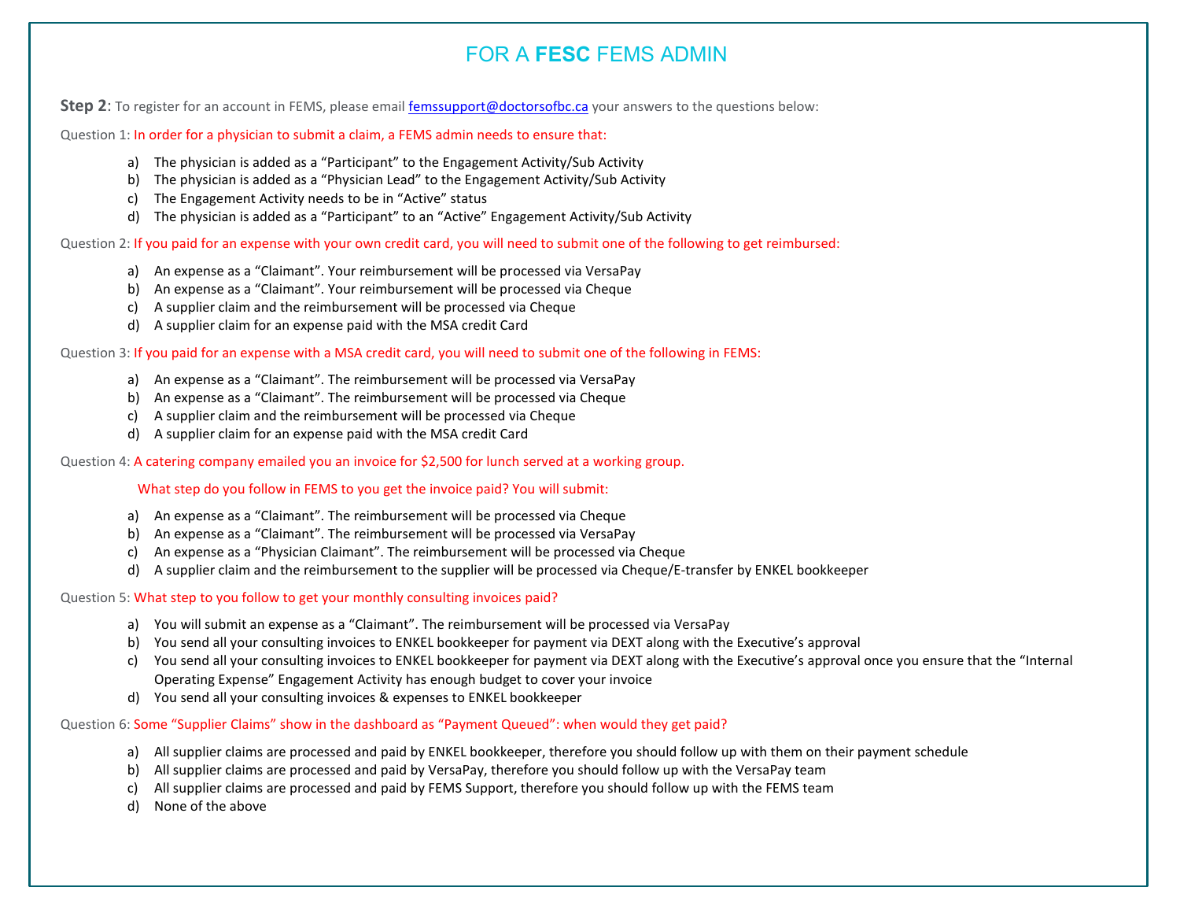# FOR A **FESC** FEMS ADMIN

**Step 2**: To register for an account in FEMS, please email [femssupport@doctorsofbc.ca](mailto:femssupport@doctorsofbc.ca) your answers to the questions below:

Question 1: In order for a physician to submit a claim, a FEMS admin needs to ensure that:

a) The physician is added as a "Participant" to the Engagement Activity/Sub Activity
b) The physician is added as a "Physician Lead" to the Engagement Activity/Sub Activity
c) The Engagement Activity needs to be in "Active" status
d) The physician is added as a "Participant" to an "Active" Engagement Activity/Sub Activity

Question 2: If you paid for an expense with your own credit card, you will need to submit one of the following to get reimbursed:

a) An expense as a "Claimant". Your reimbursement will be processed via VersaPay
b) An expense as a "Claimant". Your reimbursement will be processed via Cheque
c) A supplier claim and the reimbursement will be processed via Cheque
d) A supplier claim for an expense paid with the MSA credit Card

Question 3: If you paid for an expense with a MSA credit card, you will need to submit one of the following in FEMS:

a) An expense as a "Claimant". The reimbursement will be processed via VersaPay
b) An expense as a "Claimant". The reimbursement will be processed via Cheque
c) A supplier claim and the reimbursement will be processed via Cheque
d) A supplier claim for an expense paid with the MSA credit Card

Question 4: A catering company emailed you an invoice for $2,500 for lunch served at a working group.

What step do you follow in FEMS to you get the invoice paid? You will submit:

a) An expense as a "Claimant". The reimbursement will be processed via Cheque
b) An expense as a "Claimant". The reimbursement will be processed via VersaPay
c) An expense as a "Physician Claimant". The reimbursement will be processed via Cheque
d) A supplier claim and the reimbursement to the supplier will be processed via Cheque/E-transfer by ENKEL bookkeeper

Question 5: What step to you follow to get your monthly consulting invoices paid?

a) You will submit an expense as a "Claimant". The reimbursement will be processed via VersaPay
b) You send all your consulting invoices to ENKEL bookkeeper for payment via DEXT along with the Executive's approval
c) You send all your consulting invoices to ENKEL bookkeeper for payment via DEXT along with the Executive's approval once you ensure that the "Internal Operating Expense" Engagement Activity has enough budget to cover your invoice
d) You send all your consulting invoices & expenses to ENKEL bookkeeper

Question 6: Some "Supplier Claims" show in the dashboard as "Payment Queued": when would they get paid?

a) All supplier claims are processed and paid by ENKEL bookkeeper, therefore you should follow up with them on their payment schedule
b) All supplier claims are processed and paid by VersaPay, therefore you should follow up with the VersaPay team
c) All supplier claims are processed and paid by FEMS Support, therefore you should follow up with the FEMS team
d) None of the above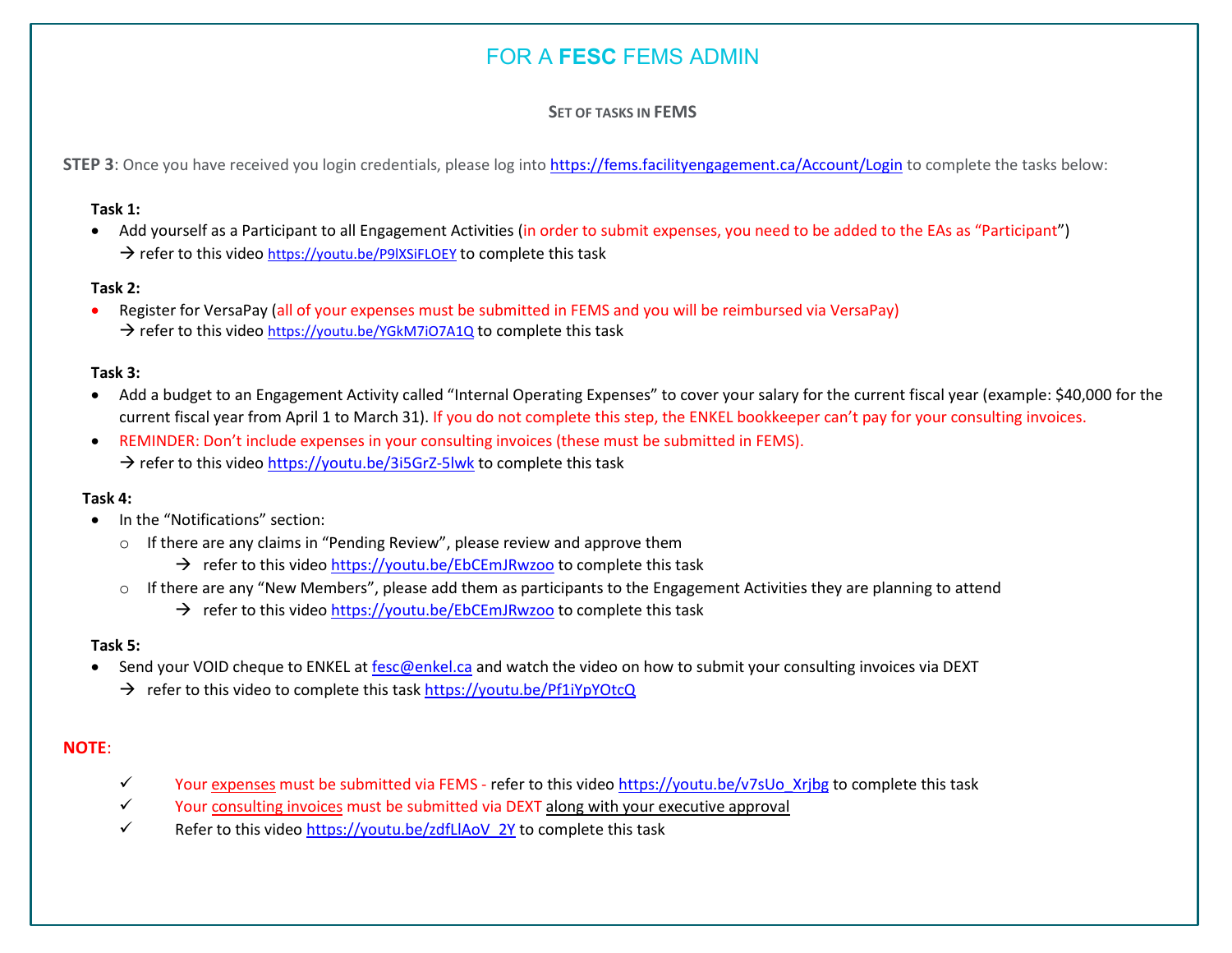## FOR A **FESC** FEMS ADMIN

### SET OF TASKS IN FEMS

**STEP 3**: Once you have received you login credentials, please log into https://fems.facilityengagement.ca/Account/Login to complete the tasks below:

**Task 1:**

- Add yourself as a Participant to all Engagement Activities (in order to submit expenses, you need to be added to the EAs as "Participant")
  → refer to this video https://youtu.be/P9lXSiFLOEY to complete this task

**Task 2:**

- Register for VersaPay (all of your expenses must be submitted in FEMS and you will be reimbursed via VersaPay)
  → refer to this video https://youtu.be/YGkM7iO7A1Q to complete this task

**Task 3:**

- Add a budget to an Engagement Activity called "Internal Operating Expenses" to cover your salary for the current fiscal year (example: $40,000 for the current fiscal year from April 1 to March 31). If you do not complete this step, the ENKEL bookkeeper can't pay for your consulting invoices.
- REMINDER: Don't include expenses in your consulting invoices (these must be submitted in FEMS).
  → refer to this video https://youtu.be/3i5GrZ-5lwk to complete this task

**Task 4:**

- In the "Notifications" section:
  - If there are any claims in "Pending Review", please review and approve them
    → refer to this video https://youtu.be/EbCEmJRwzoo to complete this task
  - If there are any "New Members", please add them as participants to the Engagement Activities they are planning to attend
    → refer to this video https://youtu.be/EbCEmJRwzoo to complete this task

**Task 5:**

- Send your VOID cheque to ENKEL at fesc@enkel.ca and watch the video on how to submit your consulting invoices via DEXT
  → refer to this video to complete this task https://youtu.be/Pf1iYpYOtcQ

**NOTE**:

- ✓ Your expenses must be submitted via FEMS - refer to this video https://youtu.be/v7sUo_Xrjbg to complete this task
- ✓ Your consulting invoices must be submitted via DEXT along with your executive approval
- ✓ Refer to this video https://youtu.be/zdfLlAoV_2Y to complete this task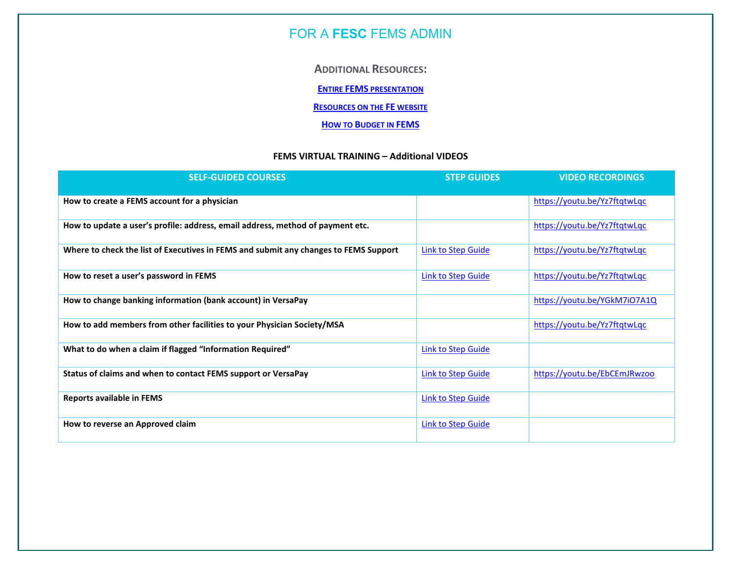# FOR A **FESC** FEMS ADMIN

## Additional Resources:

[Entire FEMS presentation]

[Resources on the FE website]

[How to Budget in FEMS]

**FEMS VIRTUAL TRAINING – Additional VIDEOS**

| SELF-GUIDED COURSES | STEP GUIDES | VIDEO RECORDINGS |
|---|---|---|
| **How to create a FEMS account for a physician** | | https://youtu.be/Yz7ftqtwLqc |
| **How to update a user's profile: address, email address, method of payment etc.** | | https://youtu.be/Yz7ftqtwLqc |
| **Where to check the list of Executives in FEMS and submit any changes to FEMS Support** | Link to Step Guide | https://youtu.be/Yz7ftqtwLqc |
| **How to reset a user's password in FEMS** | Link to Step Guide | https://youtu.be/Yz7ftqtwLqc |
| **How to change banking information (bank account) in VersaPay** | | https://youtu.be/YGkM7iO7A1Q |
| **How to add members from other facilities to your Physician Society/MSA** | | https://youtu.be/Yz7ftqtwLqc |
| **What to do when a claim if flagged "Information Required"** | Link to Step Guide | |
| **Status of claims and when to contact FEMS support or VersaPay** | Link to Step Guide | https://youtu.be/EbCEmJRwzoo |
| **Reports available in FEMS** | Link to Step Guide | |
| **How to reverse an Approved claim** | Link to Step Guide | |